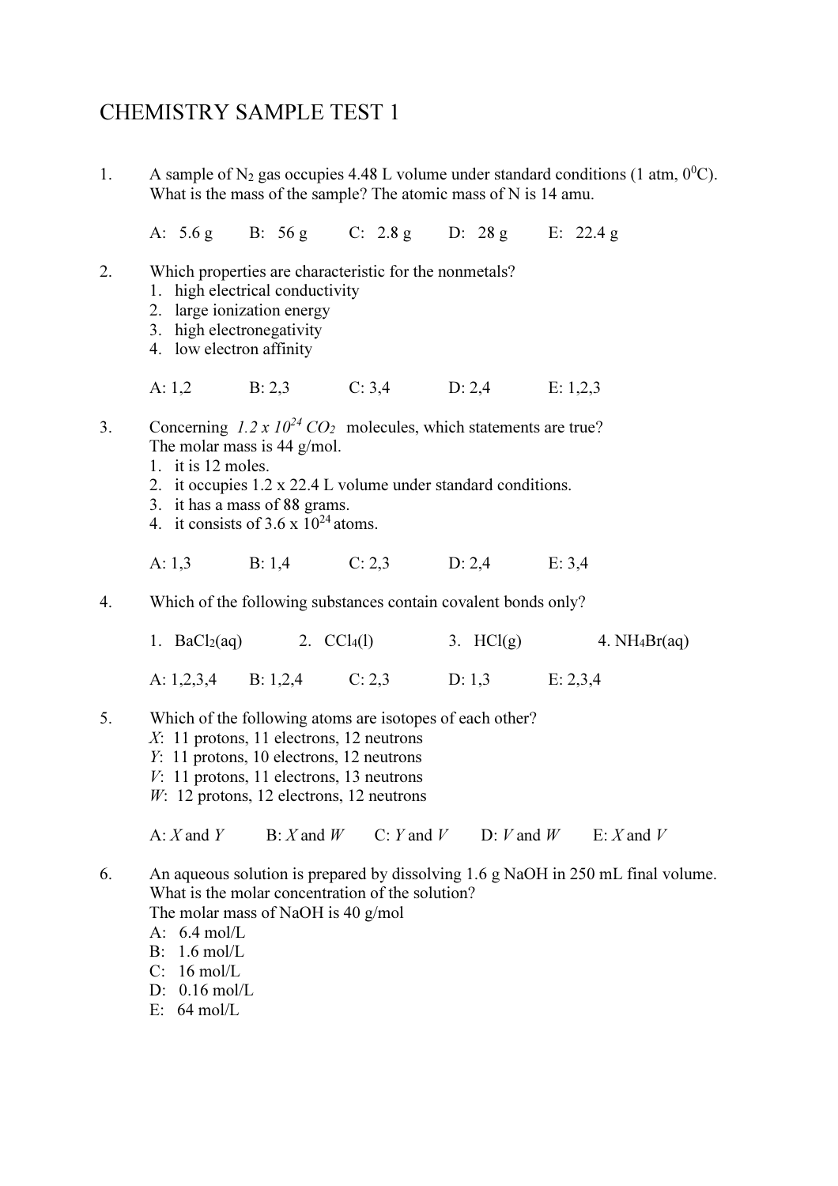# CHEMISTRY SAMPLE TEST 1

1. A sample of $N_2$ gas occupies 4.48 L volume under standard conditions (1 atm, $0^0$C). What is the mass of the sample? The atomic mass of N is 14 amu.

   A: 5.6 g  B: 56 g  C: 2.8 g  D: 28 g  E: 22.4 g

2. Which properties are characteristic for the nonmetals?
   1. high electrical conductivity
   2. large ionization energy
   3. high electronegativity
   4. low electron affinity

   A: 1,2  B: 2,3  C: 3,4  D: 2,4  E: 1,2,3

3. Concerning $1.2 \times 10^{24}$ $CO_2$ molecules, which statements are true? The molar mass is 44 g/mol.
   1. it is 12 moles.
   2. it occupies 1.2 x 22.4 L volume under standard conditions.
   3. it has a mass of 88 grams.
   4. it consists of $3.6 \times 10^{24}$ atoms.

   A: 1,3  B: 1,4  C: 2,3  D: 2,4  E: 3,4

4. Which of the following substances contain covalent bonds only?

   1. $BaCl_2$(aq)  2. $CCl_4$(l)  3. HCl(g)  4. $NH_4Br$(aq)

   A: 1,2,3,4  B: 1,2,4  C: 2,3  D: 1,3  E: 2,3,4

5. Which of the following atoms are isotopes of each other?
   *X*: 11 protons, 11 electrons, 12 neutrons
   *Y*: 11 protons, 10 electrons, 12 neutrons
   *V*: 11 protons, 11 electrons, 13 neutrons
   *W*: 12 protons, 12 electrons, 12 neutrons

   A: *X* and *Y*  B: *X* and *W*  C: *Y* and *V*  D: *V* and *W*  E: *X* and *V*

6. An aqueous solution is prepared by dissolving 1.6 g NaOH in 250 mL final volume. What is the molar concentration of the solution?
   The molar mass of NaOH is 40 g/mol
   A: 6.4 mol/L
   B: 1.6 mol/L
   C: 16 mol/L
   D: 0.16 mol/L
   E: 64 mol/L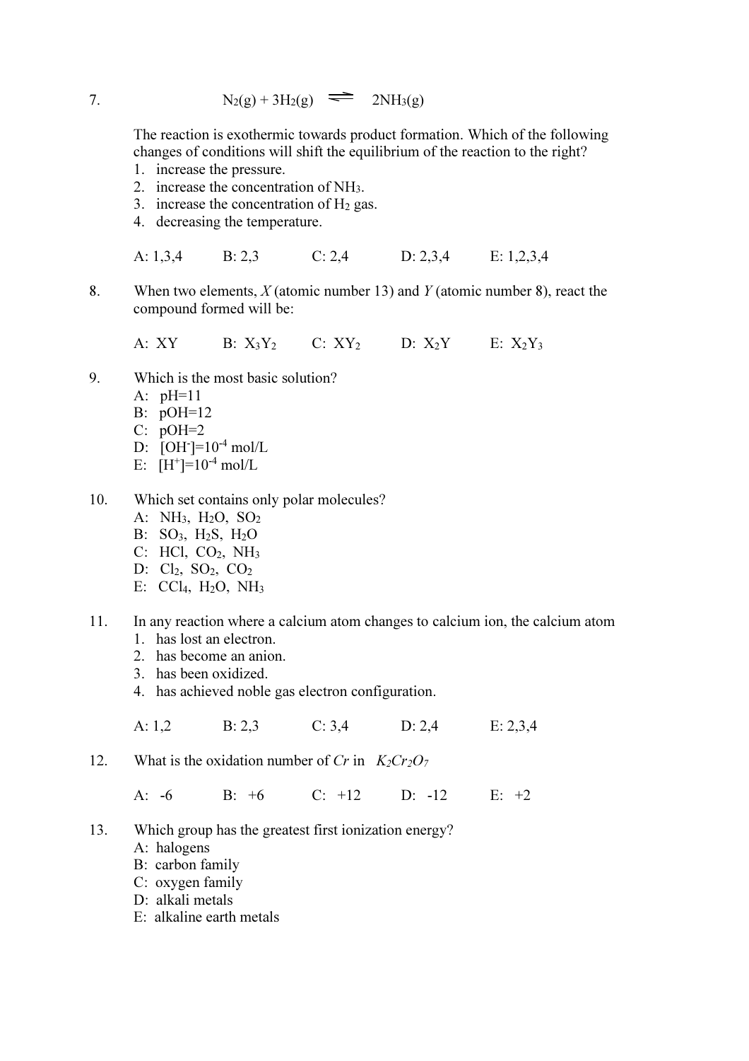7. $$N_2(g) + 3H_2(g) \rightleftharpoons 2NH_3(g)$$

The reaction is exothermic towards product formation. Which of the following changes of conditions will shift the equilibrium of the reaction to the right?

1. increase the pressure.
2. increase the concentration of $NH_3$.
3. increase the concentration of $H_2$ gas.
4. decreasing the temperature.

A: 1,3,4 B: 2,3 C: 2,4 D: 2,3,4 E: 1,2,3,4

8. When two elements, *X* (atomic number 13) and *Y* (atomic number 8), react the compound formed will be:

A: $XY$ B: $X_3Y_2$ C: $XY_2$ D: $X_2Y$ E: $X_2Y_3$

9. Which is the most basic solution?

A: pH=11
B: pOH=12
C: pOH=2
D: $[OH^-]=10^{-4}$ mol/L
E: $[H^+]=10^{-4}$ mol/L

10. Which set contains only polar molecules?

A: $NH_3$, $H_2O$, $SO_2$
B: $SO_3$, $H_2S$, $H_2O$
C: $HCl$, $CO_2$, $NH_3$
D: $Cl_2$, $SO_2$, $CO_2$
E: $CCl_4$, $H_2O$, $NH_3$

11. In any reaction where a calcium atom changes to calcium ion, the calcium atom

1. has lost an electron.
2. has become an anion.
3. has been oxidized.
4. has achieved noble gas electron configuration.

A: 1,2 B: 2,3 C: 3,4 D: 2,4 E: 2,3,4

12. What is the oxidation number of *Cr* in $K_2Cr_2O_7$

A: -6 B: +6 C: +12 D: -12 E: +2

13. Which group has the greatest first ionization energy?

A: halogens
B: carbon family
C: oxygen family
D: alkali metals
E: alkaline earth metals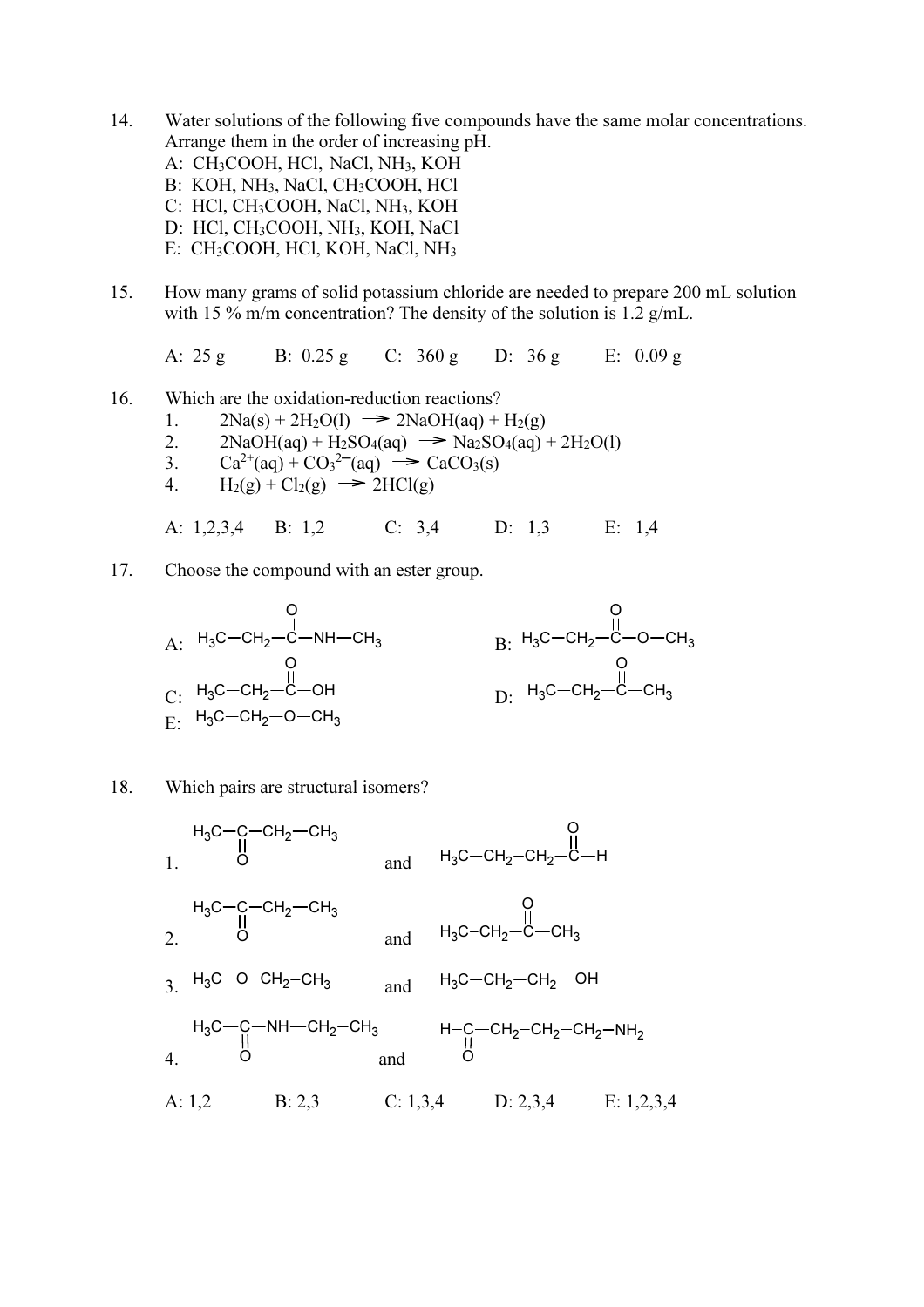14. Water solutions of the following five compounds have the same molar concentrations. Arrange them in the order of increasing pH.
    A: $CH_3COOH$, $HCl$, $NaCl$, $NH_3$, $KOH$
    B: $KOH$, $NH_3$, $NaCl$, $CH_3COOH$, $HCl$
    C: $HCl$, $CH_3COOH$, $NaCl$, $NH_3$, $KOH$
    D: $HCl$, $CH_3COOH$, $NH_3$, $KOH$, $NaCl$
    E: $CH_3COOH$, $HCl$, $KOH$, $NaCl$, $NH_3$

15. How many grams of solid potassium chloride are needed to prepare 200 mL solution with 15 % m/m concentration? The density of the solution is 1.2 g/mL.

    A: 25 g B: 0.25 g C: 360 g D: 36 g E: 0.09 g

16. Which are the oxidation-reduction reactions?
    1. $2Na(s) + 2H_2O(l) \rightarrow 2NaOH(aq) + H_2(g)$
    2. $2NaOH(aq) + H_2SO_4(aq) \rightarrow Na_2SO_4(aq) + 2H_2O(l)$
    3. $Ca^{2+}(aq) + CO_3^{2-}(aq) \rightarrow CaCO_3(s)$
    4. $H_2(g) + Cl_2(g) \rightarrow 2HCl(g)$

    A: 1,2,3,4 B: 1,2 C: 3,4 D: 1,3 E: 1,4

17. Choose the compound with an ester group.

    A: $H_3C-CH_2-C(=O)-NH-CH_3$
    B: $H_3C-CH_2-C(=O)-O-CH_3$
    C: $H_3C-CH_2-C(=O)-OH$
    D: $H_3C-CH_2-C(=O)-CH_3$
    E: $H_3C-CH_2-O-CH_3$

18. Which pairs are structural isomers?

    1. $H_3C-C(=O)-CH_2-CH_3$ and $H_3C-CH_2-CH_2-C(=O)-H$
    2. $H_3C-C(=O)-CH_2-CH_3$ and $H_3C-CH_2-C(=O)-CH_3$
    3. $H_3C-O-CH_2-CH_3$ and $H_3C-CH_2-CH_2-OH$
    4. $H_3C-C(=O)-NH-CH_2-CH_3$ and $H-C(=O)-CH_2-CH_2-CH_2-NH_2$

    A: 1,2 B: 2,3 C: 1,3,4 D: 2,3,4 E: 1,2,3,4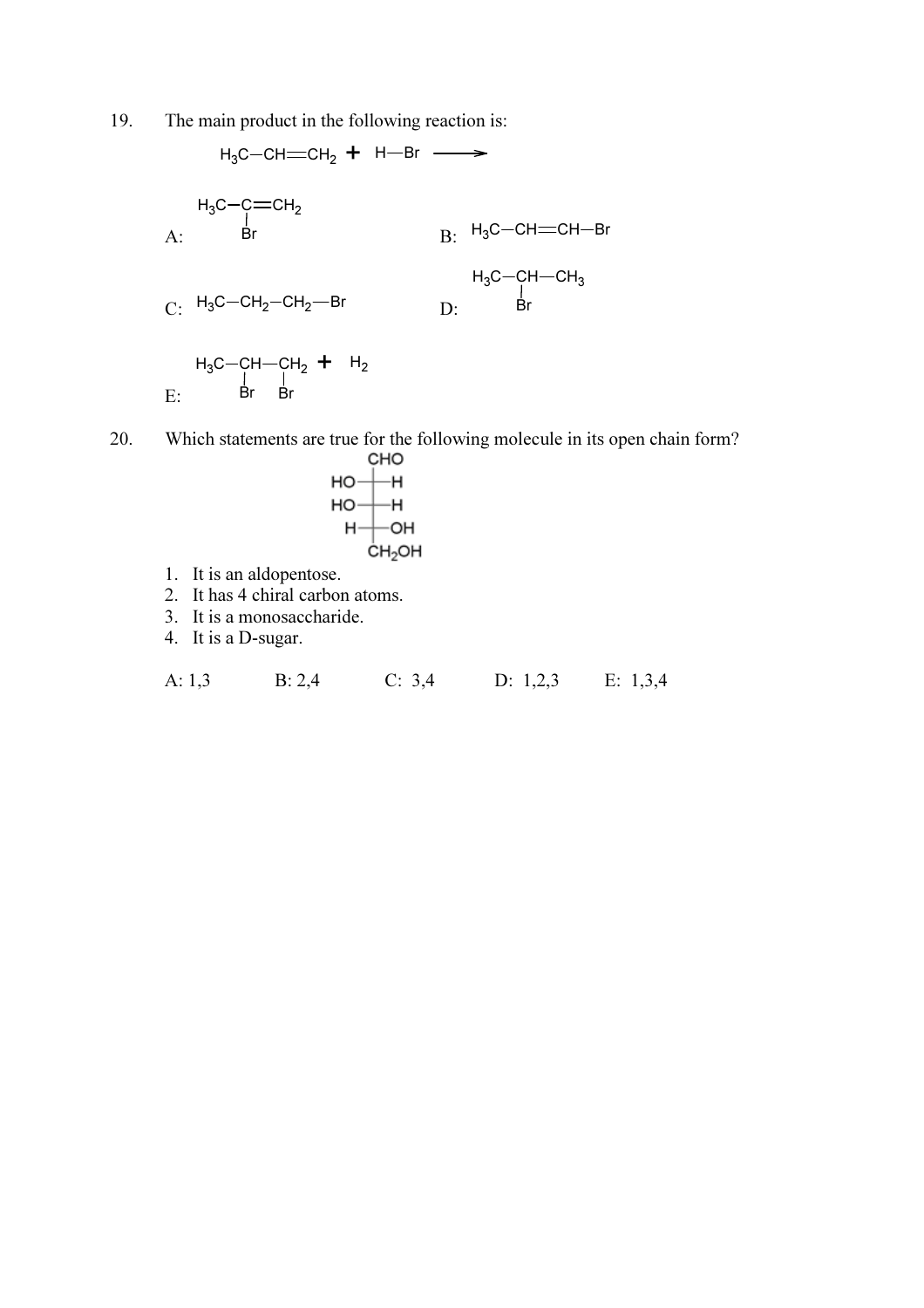19. The main product in the following reaction is:

$$H_3C{-}CH{=}CH_2 + H{-}Br \longrightarrow$$

A: $H_3C{-}C(Br){=}CH_2$

B: $H_3C{-}CH{=}CH{-}Br$

C: $H_3C{-}CH_2{-}CH_2{-}Br$

D: $H_3C{-}CH(Br){-}CH_3$

E: $H_3C{-}CH(Br){-}CH_2(Br) + H_2$

20. Which statements are true for the following molecule in its open chain form?

$$\begin{array}{c} CHO \\ HO{-}\!\!\!+\!\!\!{-}H \\ HO{-}\!\!\!+\!\!\!{-}H \\ H{-}\!\!\!+\!\!\!{-}OH \\ CH_2OH \end{array}$$

1. It is an aldopentose.
2. It has 4 chiral carbon atoms.
3. It is a monosaccharide.
4. It is a D-sugar.

A: 1,3  B: 2,4  C: 3,4  D: 1,2,3  E: 1,3,4